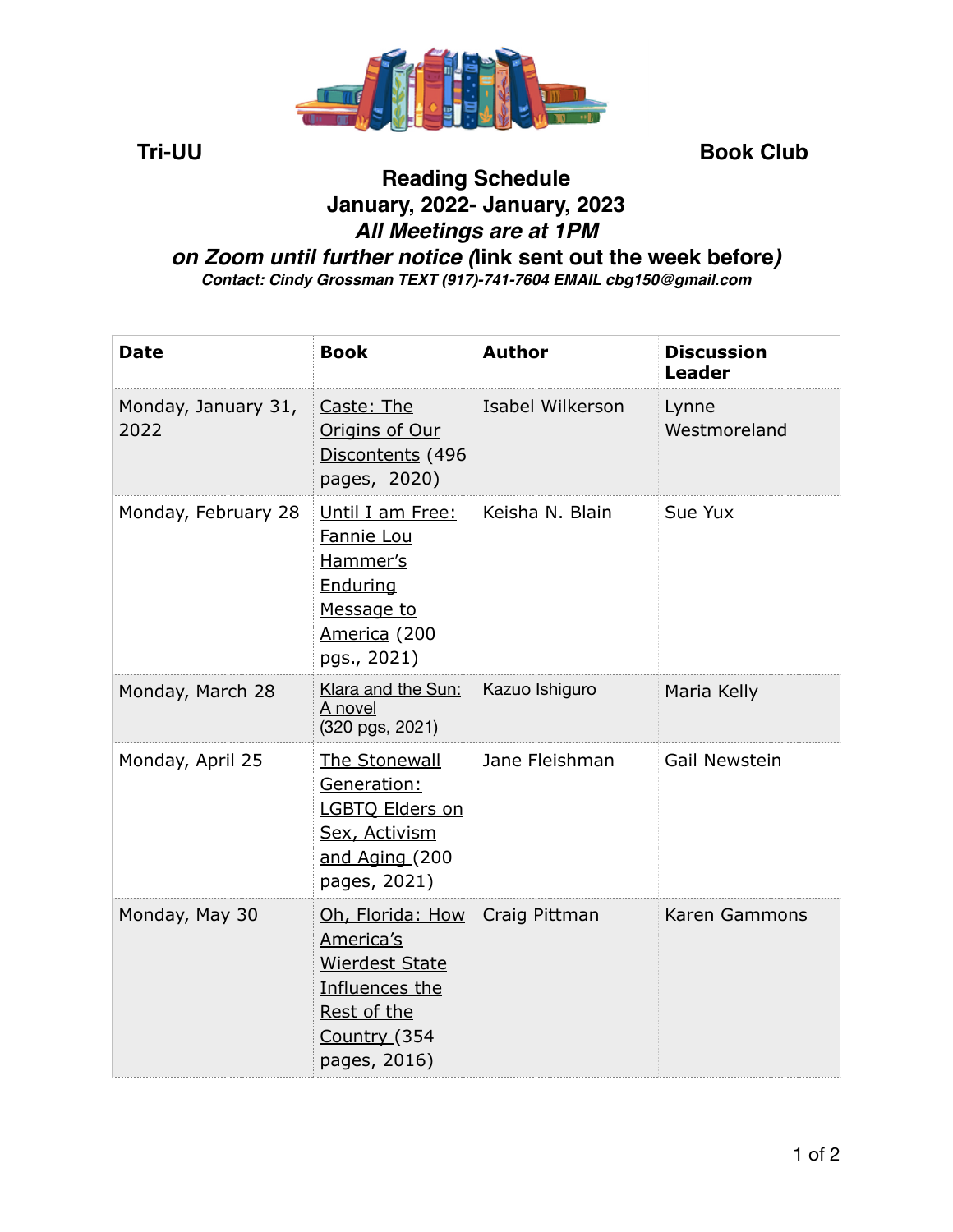**Tri-UU Book Club**

## Reading Schedule
## January, 2022- January, 2023
### *All Meetings are at 1PM*
### *on Zoom until further notice* (link sent out the week before*)*

***Contact: Cindy Grossman TEXT (917)-741-7604 EMAIL cbg150@gmail.com***

| Date | Book | Author | Discussion Leader |
|---|---|---|---|
| Monday, January 31, 2022 | Caste: The Origins of Our Discontents (496 pages, 2020) | Isabel Wilkerson | Lynne Westmoreland |
| Monday, February 28 | Until I am Free: Fannie Lou Hammer's Enduring Message to America (200 pgs., 2021) | Keisha N. Blain | Sue Yux |
| Monday, March 28 | Klara and the Sun: A novel (320 pgs, 2021) | Kazuo Ishiguro | Maria Kelly |
| Monday, April 25 | The Stonewall Generation: LGBTQ Elders on Sex, Activism and Aging (200 pages, 2021) | Jane Fleishman | Gail Newstein |
| Monday, May 30 | Oh, Florida: How America's Wierdest State Influences the Rest of the Country (354 pages, 2016) | Craig Pittman | Karen Gammons |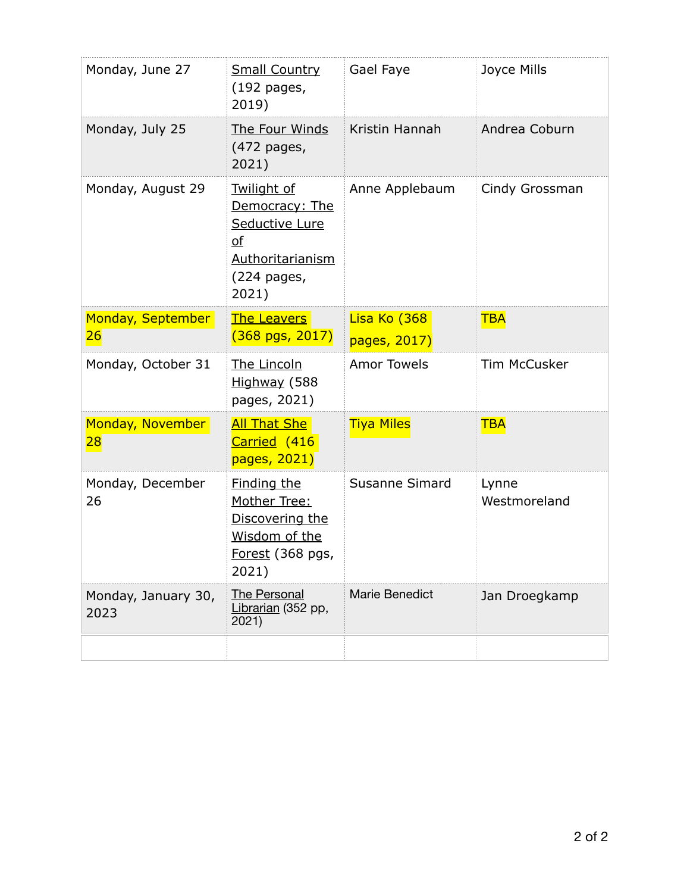| | | | |
|---|---|---|---|
| Monday, June 27 | Small Country (192 pages, 2019) | Gael Faye | Joyce Mills |
| Monday, July 25 | The Four Winds (472 pages, 2021) | Kristin Hannah | Andrea Coburn |
| Monday, August 29 | Twilight of Democracy: The Seductive Lure of Authoritarianism (224 pages, 2021) | Anne Applebaum | Cindy Grossman |
| Monday, September 26 | The Leavers (368 pgs, 2017) | Lisa Ko (368 pages, 2017) | TBA |
| Monday, October 31 | The Lincoln Highway (588 pages, 2021) | Amor Towels | Tim McCusker |
| Monday, November 28 | All That She Carried (416 pages, 2021) | Tiya Miles | TBA |
| Monday, December 26 | Finding the Mother Tree: Discovering the Wisdom of the Forest (368 pgs, 2021) | Susanne Simard | Lynne Westmoreland |
| Monday, January 30, 2023 | The Personal Librarian (352 pp, 2021) | Marie Benedict | Jan Droegkamp |
| | | | |